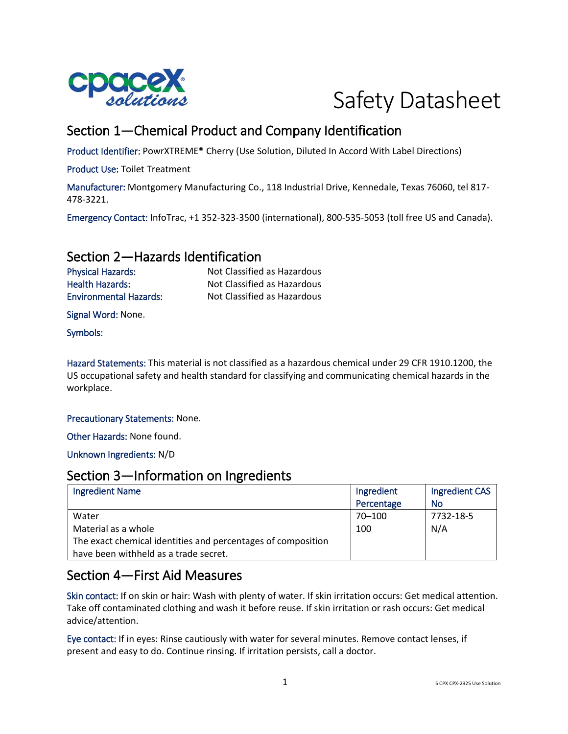# Safety Datasheet

## Section 1—Chemical Product and Company Identification

Product Identifier: PowrXTREME® Cherry (Use Solution, Diluted In Accord With Label Directions)

Product Use: Toilet Treatment

Manufacturer: Montgomery Manufacturing Co., 118 Industrial Drive, Kennedale, Texas 76060, tel 817-478-3221.

Emergency Contact: InfoTrac, +1 352-323-3500 (international), 800-535-5053 (toll free US and Canada).

## Section 2—Hazards Identification

Physical Hazards: Not Classified as Hazardous
Health Hazards: Not Classified as Hazardous
Environmental Hazards: Not Classified as Hazardous

Signal Word: None.

Symbols:

Hazard Statements: This material is not classified as a hazardous chemical under 29 CFR 1910.1200, the US occupational safety and health standard for classifying and communicating chemical hazards in the workplace.

Precautionary Statements: None.

Other Hazards: None found.

Unknown Ingredients: N/D

## Section 3—Information on Ingredients

| Ingredient Name | Ingredient Percentage | Ingredient CAS No |
|---|---|---|
| Water | 70–100 | 7732-18-5 |
| Material as a whole | 100 | N/A |
| The exact chemical identities and percentages of composition have been withheld as a trade secret. | | |

## Section 4—First Aid Measures

Skin contact: If on skin or hair: Wash with plenty of water. If skin irritation occurs: Get medical attention. Take off contaminated clothing and wash it before reuse. If skin irritation or rash occurs: Get medical advice/attention.

Eye contact: If in eyes: Rinse cautiously with water for several minutes. Remove contact lenses, if present and easy to do. Continue rinsing. If irritation persists, call a doctor.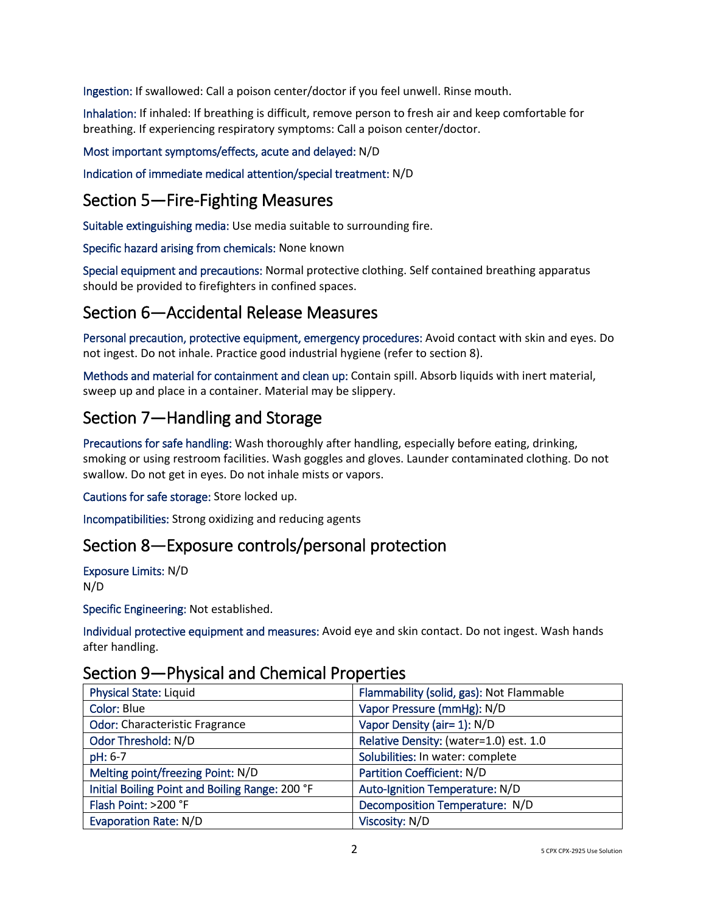Ingestion: If swallowed: Call a poison center/doctor if you feel unwell. Rinse mouth.

Inhalation: If inhaled: If breathing is difficult, remove person to fresh air and keep comfortable for breathing. If experiencing respiratory symptoms: Call a poison center/doctor.

Most important symptoms/effects, acute and delayed: N/D

Indication of immediate medical attention/special treatment: N/D

## Section 5—Fire-Fighting Measures

Suitable extinguishing media: Use media suitable to surrounding fire.

Specific hazard arising from chemicals: None known

Special equipment and precautions: Normal protective clothing. Self contained breathing apparatus should be provided to firefighters in confined spaces.

## Section 6—Accidental Release Measures

Personal precaution, protective equipment, emergency procedures: Avoid contact with skin and eyes. Do not ingest. Do not inhale. Practice good industrial hygiene (refer to section 8).

Methods and material for containment and clean up: Contain spill. Absorb liquids with inert material, sweep up and place in a container. Material may be slippery.

## Section 7—Handling and Storage

Precautions for safe handling: Wash thoroughly after handling, especially before eating, drinking, smoking or using restroom facilities. Wash goggles and gloves. Launder contaminated clothing. Do not swallow. Do not get in eyes. Do not inhale mists or vapors.

Cautions for safe storage: Store locked up.

Incompatibilities: Strong oxidizing and reducing agents

## Section 8—Exposure controls/personal protection

Exposure Limits: N/D
N/D

Specific Engineering: Not established.

Individual protective equipment and measures: Avoid eye and skin contact. Do not ingest. Wash hands after handling.

## Section 9—Physical and Chemical Properties

| | |
|---|---|
| Physical State: Liquid | Flammability (solid, gas): Not Flammable |
| Color: Blue | Vapor Pressure (mmHg): N/D |
| Odor: Characteristic Fragrance | Vapor Density (air= 1): N/D |
| Odor Threshold: N/D | Relative Density: (water=1.0) est. 1.0 |
| pH: 6-7 | Solubilities: In water: complete |
| Melting point/freezing Point: N/D | Partition Coefficient: N/D |
| Initial Boiling Point and Boiling Range: 200 °F | Auto-Ignition Temperature: N/D |
| Flash Point: >200 °F | Decomposition Temperature: N/D |
| Evaporation Rate: N/D | Viscosity: N/D |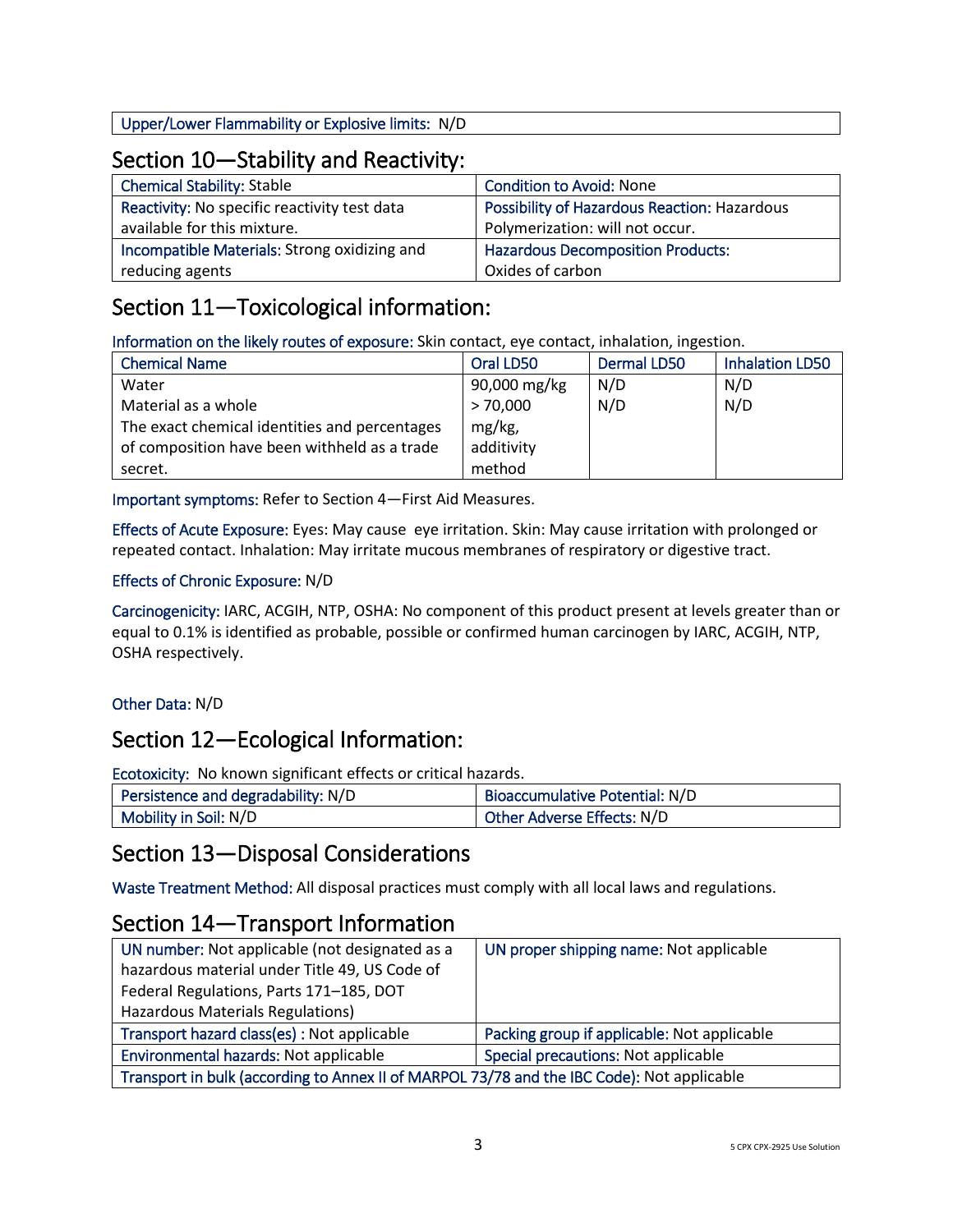| Upper/Lower Flammability or Explosive limits: N/D |
|---|

## Section 10—Stability and Reactivity:

| | |
|---|---|
| Chemical Stability: Stable | Condition to Avoid: None |
| Reactivity: No specific reactivity test data available for this mixture. | Possibility of Hazardous Reaction: Hazardous Polymerization: will not occur. |
| Incompatible Materials: Strong oxidizing and reducing agents | Hazardous Decomposition Products: Oxides of carbon |

## Section 11—Toxicological information:

Information on the likely routes of exposure: Skin contact, eye contact, inhalation, ingestion.

| Chemical Name | Oral LD50 | Dermal LD50 | Inhalation LD50 |
|---|---|---|---|
| Water | 90,000 mg/kg | N/D | N/D |
| Material as a whole<br>The exact chemical identities and percentages of composition have been withheld as a trade secret. | > 70,000 mg/kg, additivity method | N/D | N/D |

Important symptoms: Refer to Section 4—First Aid Measures.

Effects of Acute Exposure: Eyes: May cause eye irritation. Skin: May cause irritation with prolonged or repeated contact. Inhalation: May irritate mucous membranes of respiratory or digestive tract.

Effects of Chronic Exposure: N/D

Carcinogenicity: IARC, ACGIH, NTP, OSHA: No component of this product present at levels greater than or equal to 0.1% is identified as probable, possible or confirmed human carcinogen by IARC, ACGIH, NTP, OSHA respectively.

Other Data: N/D

## Section 12—Ecological Information:

Ecotoxicity: No known significant effects or critical hazards.

| | |
|---|---|
| Persistence and degradability: N/D | Bioaccumulative Potential: N/D |
| Mobility in Soil: N/D | Other Adverse Effects: N/D |

## Section 13—Disposal Considerations

Waste Treatment Method: All disposal practices must comply with all local laws and regulations.

## Section 14—Transport Information

| | |
|---|---|
| UN number: Not applicable (not designated as a hazardous material under Title 49, US Code of Federal Regulations, Parts 171–185, DOT Hazardous Materials Regulations) | UN proper shipping name: Not applicable |
| Transport hazard class(es) : Not applicable | Packing group if applicable: Not applicable |
| Environmental hazards: Not applicable | Special precautions: Not applicable |
| Transport in bulk (according to Annex II of MARPOL 73/78 and the IBC Code): Not applicable | |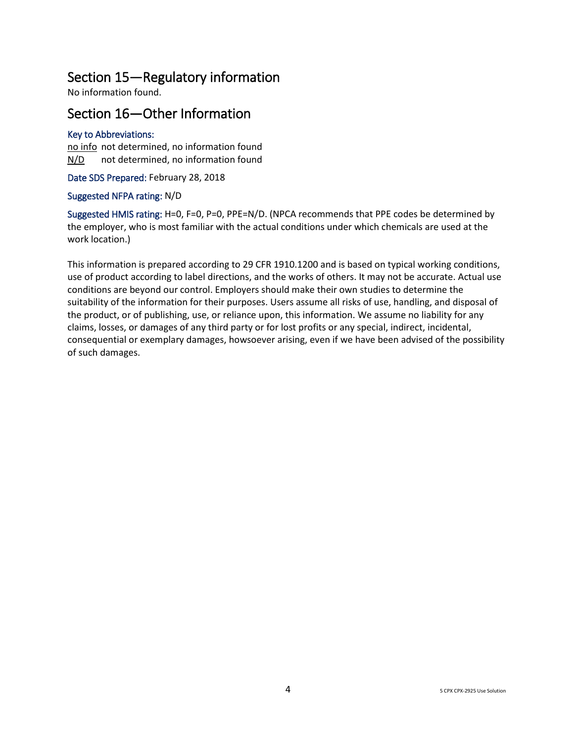## Section 15—Regulatory information

No information found.

## Section 16—Other Information

**Key to Abbreviations:**

no info  not determined, no information found
N/D  not determined, no information found

**Date SDS Prepared:** February 28, 2018

**Suggested NFPA rating:** N/D

**Suggested HMIS rating:** H=0, F=0, P=0, PPE=N/D. (NPCA recommends that PPE codes be determined by the employer, who is most familiar with the actual conditions under which chemicals are used at the work location.)

This information is prepared according to 29 CFR 1910.1200 and is based on typical working conditions, use of product according to label directions, and the works of others. It may not be accurate. Actual use conditions are beyond our control. Employers should make their own studies to determine the suitability of the information for their purposes. Users assume all risks of use, handling, and disposal of the product, or of publishing, use, or reliance upon, this information. We assume no liability for any claims, losses, or damages of any third party or for lost profits or any special, indirect, incidental, consequential or exemplary damages, howsoever arising, even if we have been advised of the possibility of such damages.